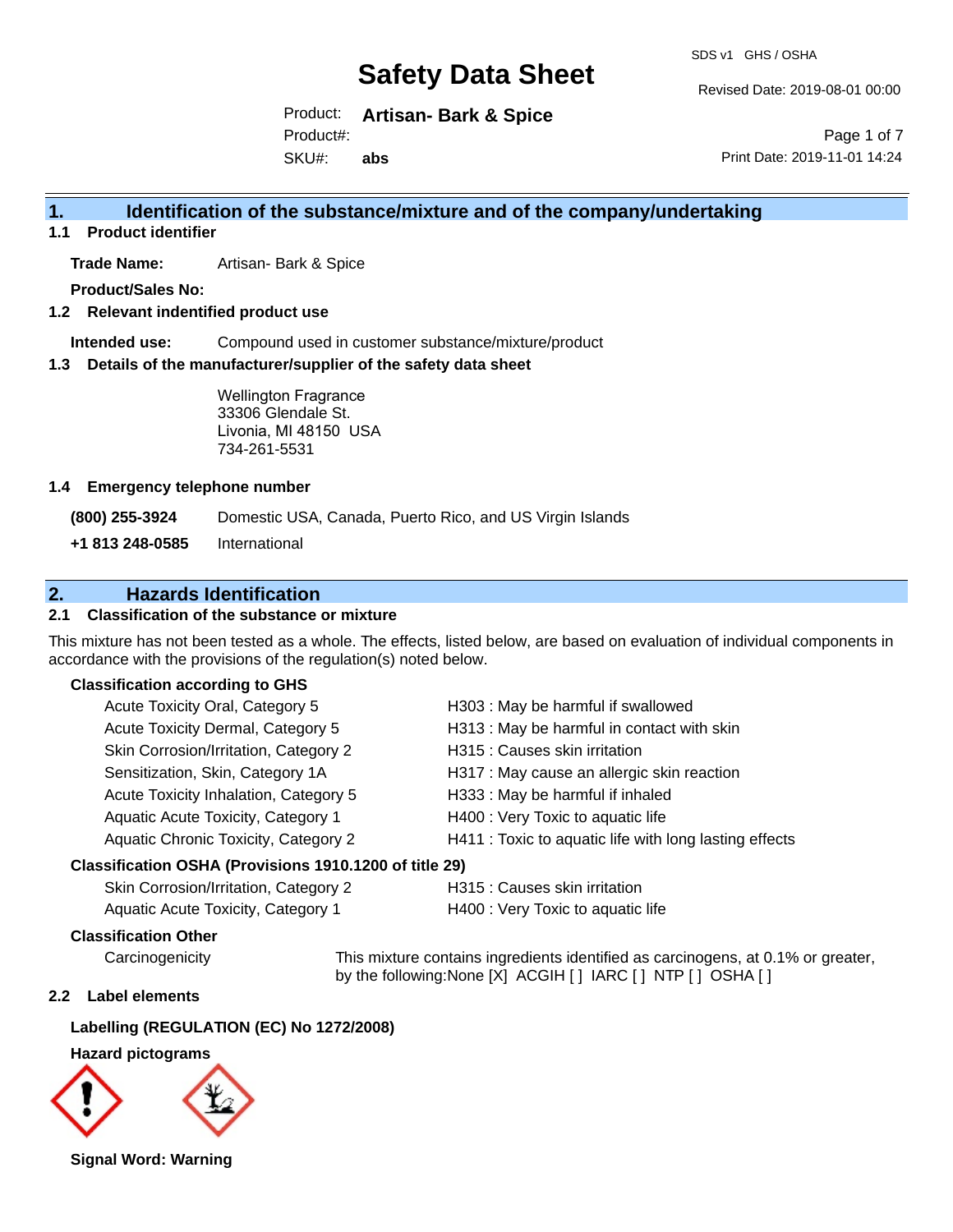SDS v1 GHS / OSHA

# Safety Data Sheet

Revised Date: 2019-08-01 00:00

Product: **Artisan- Bark & Spice**
Product#:
SKU#: **abs**

Print Date: 2019-11-01 14:24

## 1. Identification of the substance/mixture and of the company/undertaking

### 1.1 Product identifier

**Trade Name:** Artisan- Bark & Spice

**Product/Sales No:**

### 1.2 Relevant identified product use

**Intended use:** Compound used in customer substance/mixture/product

### 1.3 Details of the manufacturer/supplier of the safety data sheet

Wellington Fragrance
33306 Glendale St.
Livonia, MI 48150 USA
734-261-5531

### 1.4 Emergency telephone number

**(800) 255-3924** Domestic USA, Canada, Puerto Rico, and US Virgin Islands

**+1 813 248-0585** International

## 2. Hazards Identification

### 2.1 Classification of the substance or mixture

This mixture has not been tested as a whole. The effects, listed below, are based on evaluation of individual components in accordance with the provisions of the regulation(s) noted below.

**Classification according to GHS**

| | |
|---|---|
| Acute Toxicity Oral, Category 5 | H303 : May be harmful if swallowed |
| Acute Toxicity Dermal, Category 5 | H313 : May be harmful in contact with skin |
| Skin Corrosion/Irritation, Category 2 | H315 : Causes skin irritation |
| Sensitization, Skin, Category 1A | H317 : May cause an allergic skin reaction |
| Acute Toxicity Inhalation, Category 5 | H333 : May be harmful if inhaled |
| Aquatic Acute Toxicity, Category 1 | H400 : Very Toxic to aquatic life |
| Aquatic Chronic Toxicity, Category 2 | H411 : Toxic to aquatic life with long lasting effects |

**Classification OSHA (Provisions 1910.1200 of title 29)**

| | |
|---|---|
| Skin Corrosion/Irritation, Category 2 | H315 : Causes skin irritation |
| Aquatic Acute Toxicity, Category 1 | H400 : Very Toxic to aquatic life |

**Classification Other**

Carcinogenicity: This mixture contains ingredients identified as carcinogens, at 0.1% or greater, by the following:None [X] ACGIH [ ] IARC [ ] NTP [ ] OSHA [ ]

### 2.2 Label elements

**Labelling (REGULATION (EC) No 1272/2008)**

**Hazard pictograms**

**Signal Word: Warning**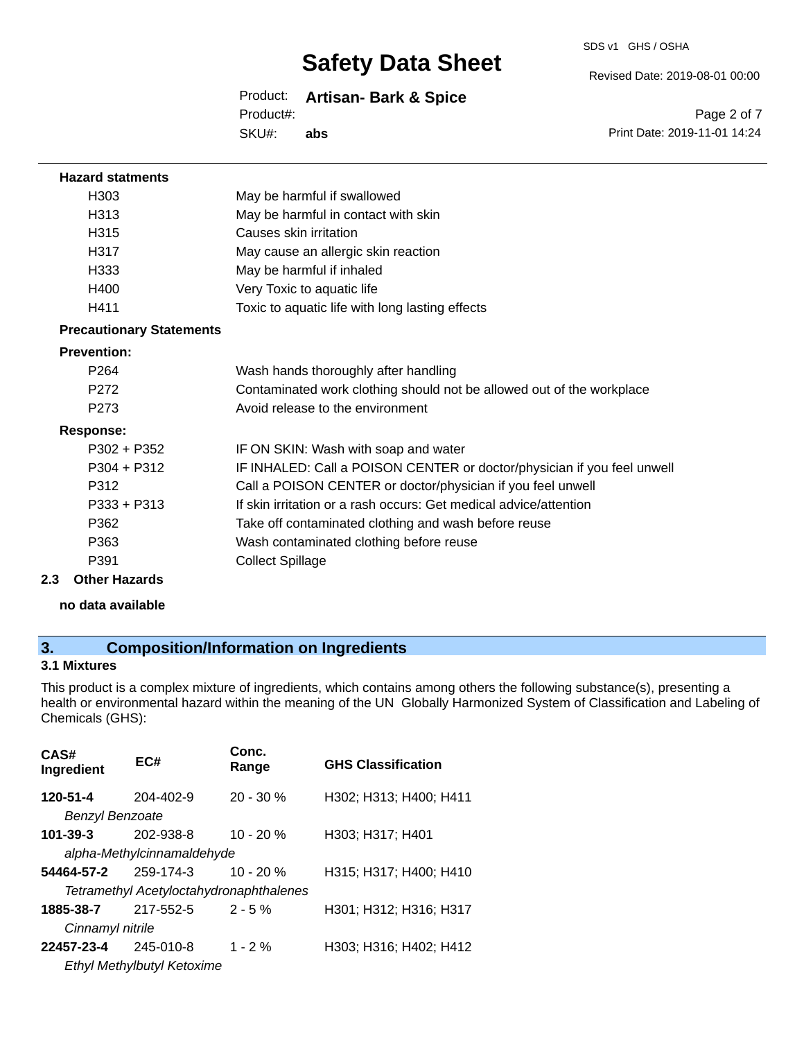**Hazard statments**

| | |
|---|---|
| H303 | May be harmful if swallowed |
| H313 | May be harmful in contact with skin |
| H315 | Causes skin irritation |
| H317 | May cause an allergic skin reaction |
| H333 | May be harmful if inhaled |
| H400 | Very Toxic to aquatic life |
| H411 | Toxic to aquatic life with long lasting effects |

**Precautionary Statements**

**Prevention:**

| | |
|---|---|
| P264 | Wash hands thoroughly after handling |
| P272 | Contaminated work clothing should not be allowed out of the workplace |
| P273 | Avoid release to the environment |

**Response:**

| | |
|---|---|
| P302 + P352 | IF ON SKIN: Wash with soap and water |
| P304 + P312 | IF INHALED: Call a POISON CENTER or doctor/physician if you feel unwell |
| P312 | Call a POISON CENTER or doctor/physician if you feel unwell |
| P333 + P313 | If skin irritation or a rash occurs: Get medical advice/attention |
| P362 | Take off contaminated clothing and wash before reuse |
| P363 | Wash contaminated clothing before reuse |
| P391 | Collect Spillage |

### 2.3 Other Hazards

**no data available**

## 3. Composition/Information on Ingredients

### 3.1 Mixtures

This product is a complex mixture of ingredients, which contains among others the following substance(s), presenting a health or environmental hazard within the meaning of the UN Globally Harmonized System of Classification and Labeling of Chemicals (GHS):

| CAS# Ingredient | EC# | Conc. Range | GHS Classification |
|---|---|---|---|
| **120-51-4** *Benzyl Benzoate* | 204-402-9 | 20 - 30 % | H302; H313; H400; H411 |
| **101-39-3** *alpha-Methylcinnamaldehyde* | 202-938-8 | 10 - 20 % | H303; H317; H401 |
| **54464-57-2** *Tetramethyl Acetyloctahydronaphthalenes* | 259-174-3 | 10 - 20 % | H315; H317; H400; H410 |
| **1885-38-7** *Cinnamyl nitrile* | 217-552-5 | 2 - 5 % | H301; H312; H316; H317 |
| **22457-23-4** *Ethyl Methylbutyl Ketoxime* | 245-010-8 | 1 - 2 % | H303; H316; H402; H412 |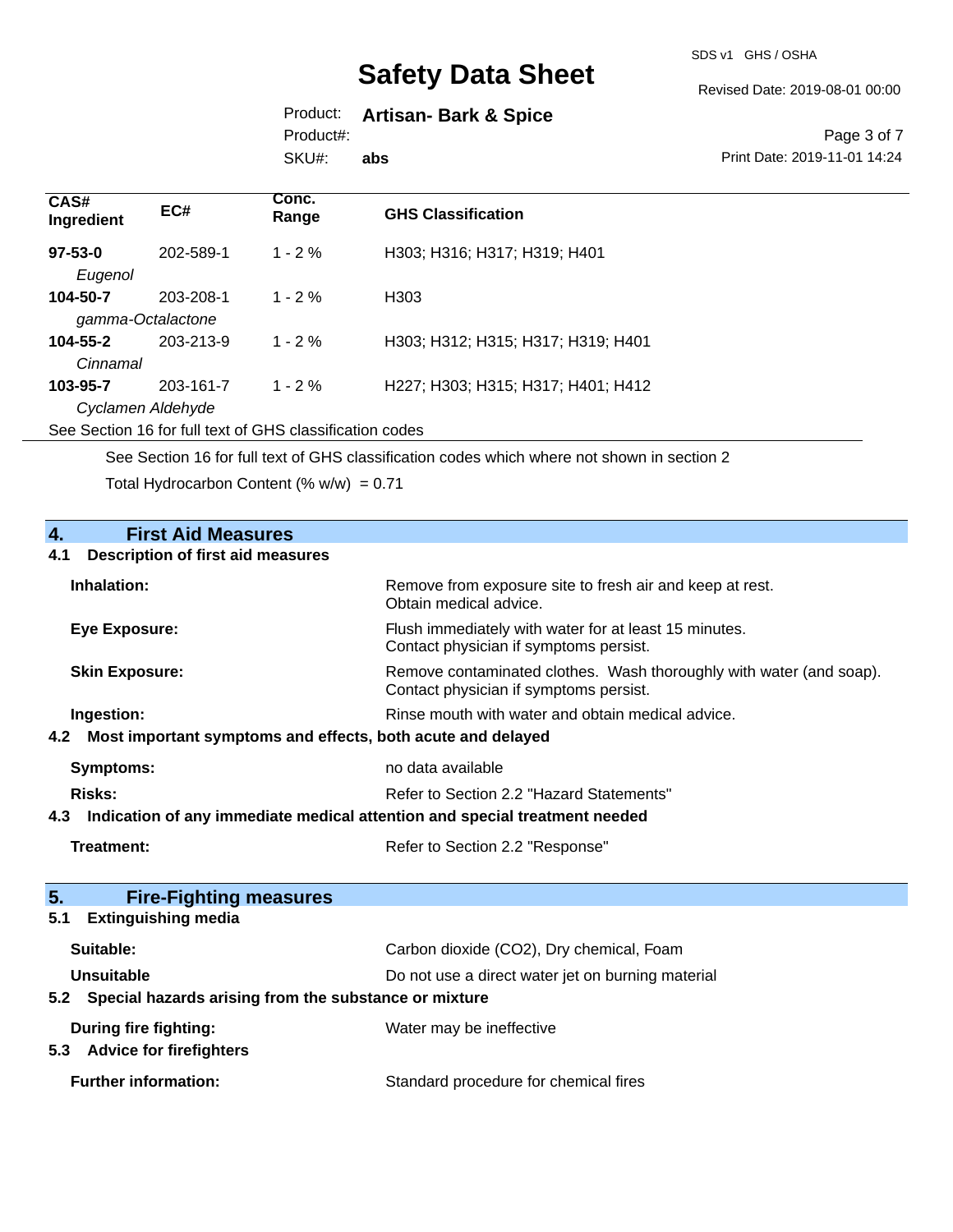| CAS# Ingredient | EC# | Conc. Range | GHS Classification |
|---|---|---|---|
| **97-53-0** *Eugenol* | 202-589-1 | 1 - 2 % | H303; H316; H317; H319; H401 |
| **104-50-7** *gamma-Octalactone* | 203-208-1 | 1 - 2 % | H303 |
| **104-55-2** *Cinnamal* | 203-213-9 | 1 - 2 % | H303; H312; H315; H317; H319; H401 |
| **103-95-7** *Cyclamen Aldehyde* | 203-161-7 | 1 - 2 % | H227; H303; H315; H317; H401; H412 |

See Section 16 for full text of GHS classification codes

See Section 16 for full text of GHS classification codes which where not shown in section 2

Total Hydrocarbon Content (% w/w) = 0.71

## 4. First Aid Measures

### 4.1 Description of first aid measures

**Inhalation:** Remove from exposure site to fresh air and keep at rest. Obtain medical advice.

**Eye Exposure:** Flush immediately with water for at least 15 minutes. Contact physician if symptoms persist.

**Skin Exposure:** Remove contaminated clothes. Wash thoroughly with water (and soap). Contact physician if symptoms persist.

**Ingestion:** Rinse mouth with water and obtain medical advice.

### 4.2 Most important symptoms and effects, both acute and delayed

**Symptoms:** no data available

**Risks:** Refer to Section 2.2 "Hazard Statements"

### 4.3 Indication of any immediate medical attention and special treatment needed

**Treatment:** Refer to Section 2.2 "Response"

## 5. Fire-Fighting measures

### 5.1 Extinguishing media

**Suitable:** Carbon dioxide ($CO_2$), Dry chemical, Foam

**Unsuitable** Do not use a direct water jet on burning material

### 5.2 Special hazards arising from the substance or mixture

**During fire fighting:** Water may be ineffective

### 5.3 Advice for firefighters

**Further information:** Standard procedure for chemical fires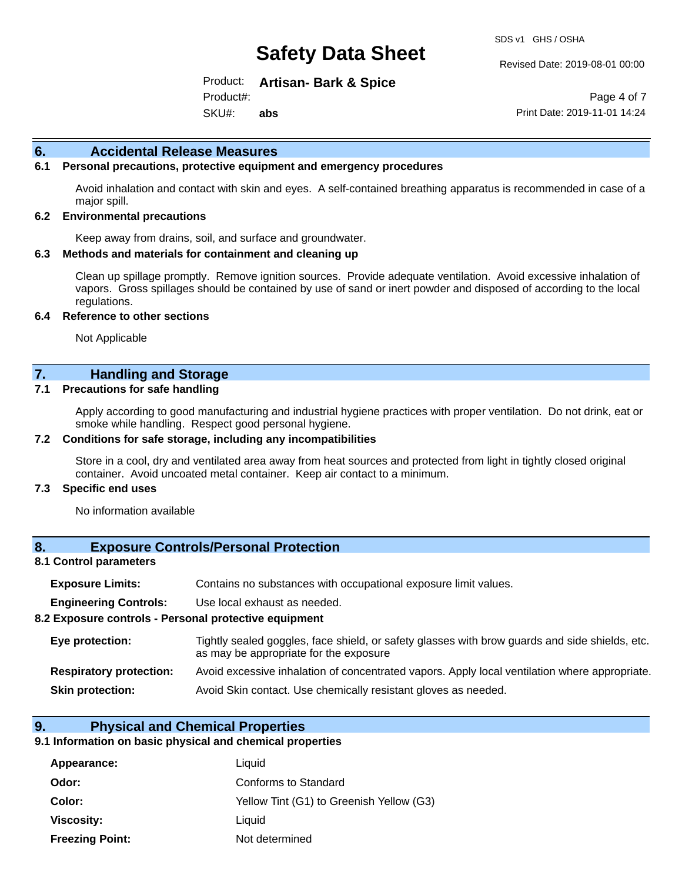## 6. Accidental Release Measures

### 6.1 Personal precautions, protective equipment and emergency procedures

Avoid inhalation and contact with skin and eyes. A self-contained breathing apparatus is recommended in case of a major spill.

### 6.2 Environmental precautions

Keep away from drains, soil, and surface and groundwater.

### 6.3 Methods and materials for containment and cleaning up

Clean up spillage promptly. Remove ignition sources. Provide adequate ventilation. Avoid excessive inhalation of vapors. Gross spillages should be contained by use of sand or inert powder and disposed of according to the local regulations.

### 6.4 Reference to other sections

Not Applicable

## 7. Handling and Storage

### 7.1 Precautions for safe handling

Apply according to good manufacturing and industrial hygiene practices with proper ventilation. Do not drink, eat or smoke while handling. Respect good personal hygiene.

### 7.2 Conditions for safe storage, including any incompatibilities

Store in a cool, dry and ventilated area away from heat sources and protected from light in tightly closed original container. Avoid uncoated metal container. Keep air contact to a minimum.

### 7.3 Specific end uses

No information available

## 8. Exposure Controls/Personal Protection

### 8.1 Control parameters

**Exposure Limits:** Contains no substances with occupational exposure limit values.

**Engineering Controls:** Use local exhaust as needed.

### 8.2 Exposure controls - Personal protective equipment

**Eye protection:** Tightly sealed goggles, face shield, or safety glasses with brow guards and side shields, etc. as may be appropriate for the exposure

**Respiratory protection:** Avoid excessive inhalation of concentrated vapors. Apply local ventilation where appropriate.

**Skin protection:** Avoid Skin contact. Use chemically resistant gloves as needed.

## 9. Physical and Chemical Properties

### 9.1 Information on basic physical and chemical properties

**Appearance:** Liquid

**Odor:** Conforms to Standard

**Color:** Yellow Tint (G1) to Greenish Yellow (G3)

**Viscosity:** Liquid

**Freezing Point:** Not determined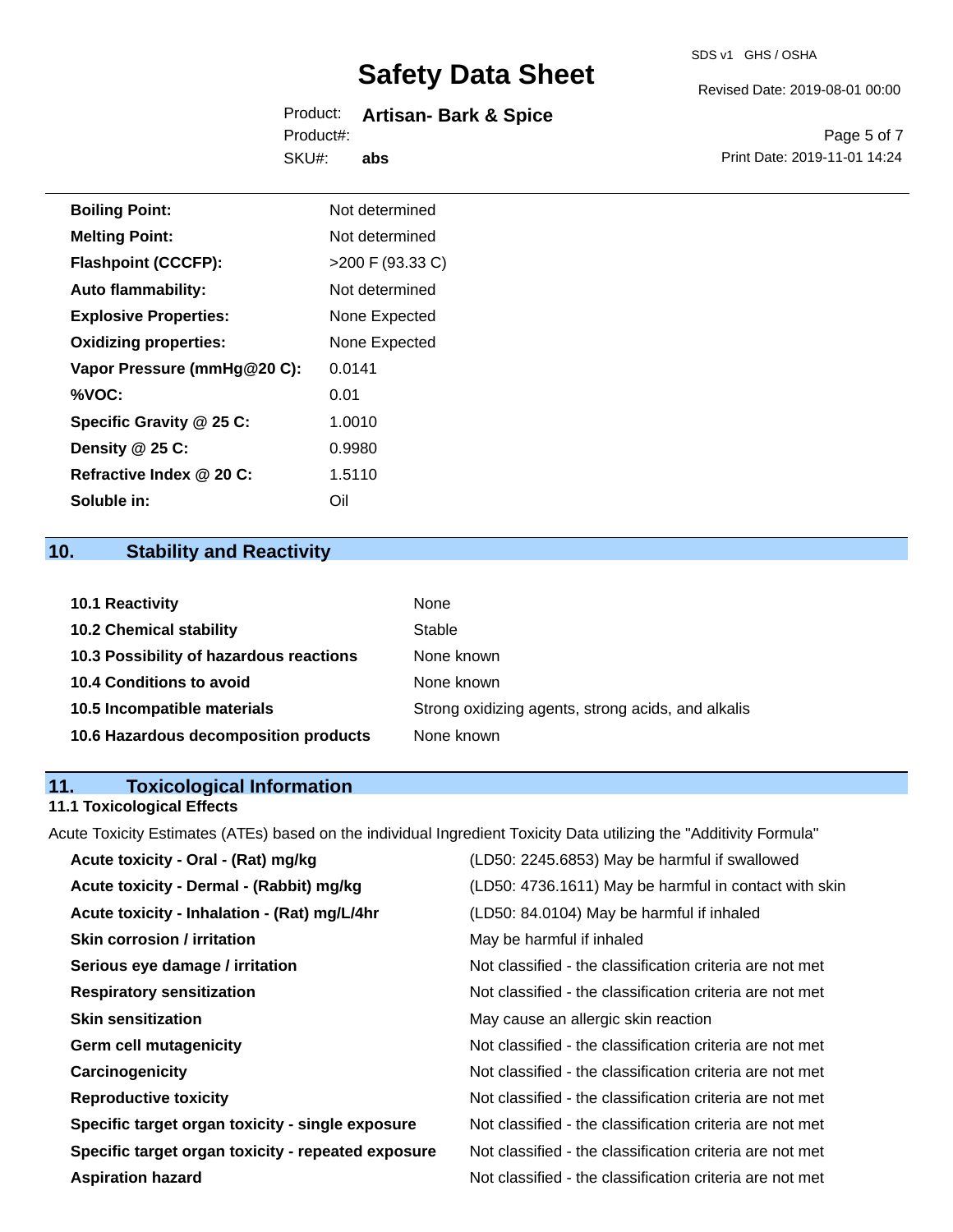| | |
|---|---|
| **Boiling Point:** | Not determined |
| **Melting Point:** | Not determined |
| **Flashpoint (CCCFP):** | >200 F (93.33 C) |
| **Auto flammability:** | Not determined |
| **Explosive Properties:** | None Expected |
| **Oxidizing properties:** | None Expected |
| **Vapor Pressure (mmHg@20 C):** | 0.0141 |
| **%VOC:** | 0.01 |
| **Specific Gravity @ 25 C:** | 1.0010 |
| **Density @ 25 C:** | 0.9980 |
| **Refractive Index @ 20 C:** | 1.5110 |
| **Soluble in:** | Oil |

## 10. Stability and Reactivity

| | |
|---|---|
| **10.1 Reactivity** | None |
| **10.2 Chemical stability** | Stable |
| **10.3 Possibility of hazardous reactions** | None known |
| **10.4 Conditions to avoid** | None known |
| **10.5 Incompatible materials** | Strong oxidizing agents, strong acids, and alkalis |
| **10.6 Hazardous decomposition products** | None known |

## 11. Toxicological Information

### 11.1 Toxicological Effects

Acute Toxicity Estimates (ATEs) based on the individual Ingredient Toxicity Data utilizing the "Additivity Formula"

| | |
|---|---|
| **Acute toxicity - Oral - (Rat) mg/kg** | (LD50: 2245.6853) May be harmful if swallowed |
| **Acute toxicity - Dermal - (Rabbit) mg/kg** | (LD50: 4736.1611) May be harmful in contact with skin |
| **Acute toxicity - Inhalation - (Rat) mg/L/4hr** | (LD50: 84.0104) May be harmful if inhaled |
| **Skin corrosion / irritation** | May be harmful if inhaled |
| **Serious eye damage / irritation** | Not classified - the classification criteria are not met |
| **Respiratory sensitization** | Not classified - the classification criteria are not met |
| **Skin sensitization** | May cause an allergic skin reaction |
| **Germ cell mutagenicity** | Not classified - the classification criteria are not met |
| **Carcinogenicity** | Not classified - the classification criteria are not met |
| **Reproductive toxicity** | Not classified - the classification criteria are not met |
| **Specific target organ toxicity - single exposure** | Not classified - the classification criteria are not met |
| **Specific target organ toxicity - repeated exposure** | Not classified - the classification criteria are not met |
| **Aspiration hazard** | Not classified - the classification criteria are not met |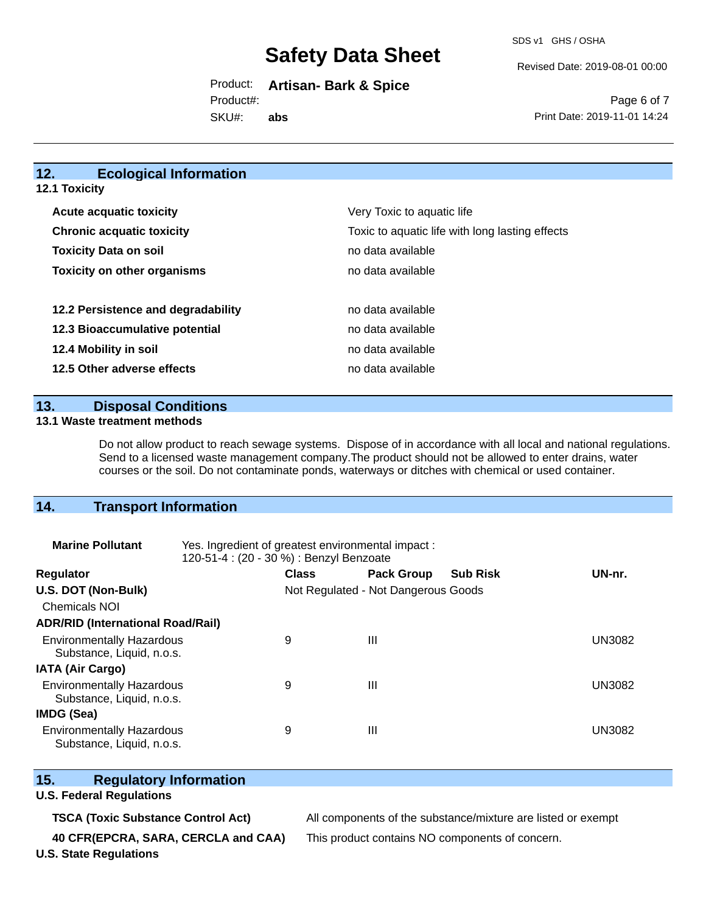## 12. Ecological Information

### 12.1 Toxicity

| | |
|---|---|
| **Acute acquatic toxicity** | Very Toxic to aquatic life |
| **Chronic acquatic toxicity** | Toxic to aquatic life with long lasting effects |
| **Toxicity Data on soil** | no data available |
| **Toxicity on other organisms** | no data available |
| | |
| **12.2 Persistence and degradability** | no data available |
| **12.3 Bioaccumulative potential** | no data available |
| **12.4 Mobility in soil** | no data available |
| **12.5 Other adverse effects** | no data available |

## 13. Disposal Conditions

### 13.1 Waste treatment methods

Do not allow product to reach sewage systems. Dispose of in accordance with all local and national regulations. Send to a licensed waste management company.The product should not be allowed to enter drains, water courses or the soil. Do not contaminate ponds, waterways or ditches with chemical or used container.

## 14. Transport Information

**Marine Pollutant** Yes. Ingredient of greatest environmental impact : 120-51-4 : (20 - 30 %) : Benzyl Benzoate

| Regulator | Class | Pack Group | Sub Risk | UN-nr. |
|---|---|---|---|---|
| **U.S. DOT (Non-Bulk)** | Not Regulated - Not Dangerous Goods | | | |
| Chemicals NOI | | | | |
| **ADR/RID (International Road/Rail)** | | | | |
| Environmentally Hazardous Substance, Liquid, n.o.s. | 9 | III | | UN3082 |
| **IATA (Air Cargo)** | | | | |
| Environmentally Hazardous Substance, Liquid, n.o.s. | 9 | III | | UN3082 |
| **IMDG (Sea)** | | | | |
| Environmentally Hazardous Substance, Liquid, n.o.s. | 9 | III | | UN3082 |

## 15. Regulatory Information

### U.S. Federal Regulations

| | |
|---|---|
| **TSCA (Toxic Substance Control Act)** | All components of the substance/mixture are listed or exempt |
| **40 CFR(EPCRA, SARA, CERCLA and CAA)** | This product contains NO components of concern. |

### U.S. State Regulations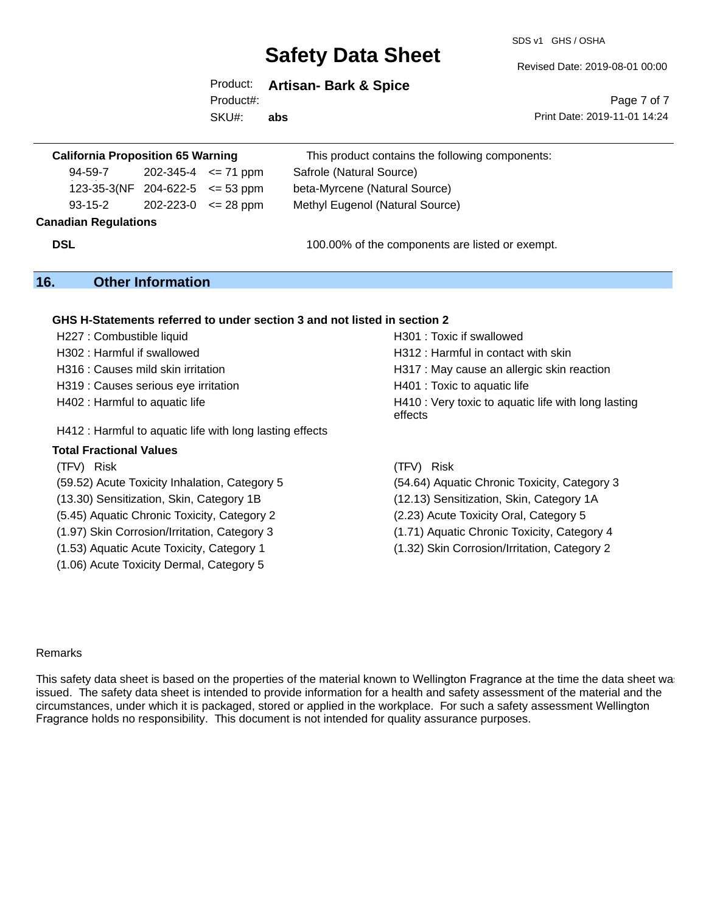**California Proposition 65 Warning** This product contains the following components:

| | | | |
|---|---|---|---|
| 94-59-7 | 202-345-4 | <= 71 ppm | Safrole (Natural Source) |
| 123-35-3(NF | 204-622-5 | <= 53 ppm | beta-Myrcene (Natural Source) |
| 93-15-2 | 202-223-0 | <= 28 ppm | Methyl Eugenol (Natural Source) |

**Canadian Regulations**

**DSL** 100.00% of the components are listed or exempt.

## 16. Other Information

**GHS H-Statements referred to under section 3 and not listed in section 2**

H227 : Combustible liquid
H301 : Toxic if swallowed
H302 : Harmful if swallowed
H312 : Harmful in contact with skin
H316 : Causes mild skin irritation
H317 : May cause an allergic skin reaction
H319 : Causes serious eye irritation
H401 : Toxic to aquatic life
H402 : Harmful to aquatic life
H410 : Very toxic to aquatic life with long lasting effects
H412 : Harmful to aquatic life with long lasting effects

**Total Fractional Values**

(TFV) Risk
(59.52) Acute Toxicity Inhalation, Category 5
(54.64) Aquatic Chronic Toxicity, Category 3
(13.30) Sensitization, Skin, Category 1B
(12.13) Sensitization, Skin, Category 1A
(5.45) Aquatic Chronic Toxicity, Category 2
(2.23) Acute Toxicity Oral, Category 5
(1.97) Skin Corrosion/Irritation, Category 3
(1.71) Aquatic Chronic Toxicity, Category 4
(1.53) Aquatic Acute Toxicity, Category 1
(1.32) Skin Corrosion/Irritation, Category 2
(1.06) Acute Toxicity Dermal, Category 5

Remarks

This safety data sheet is based on the properties of the material known to Wellington Fragrance at the time the data sheet was issued. The safety data sheet is intended to provide information for a health and safety assessment of the material and the circumstances, under which it is packaged, stored or applied in the workplace. For such a safety assessment Wellington Fragrance holds no responsibility. This document is not intended for quality assurance purposes.